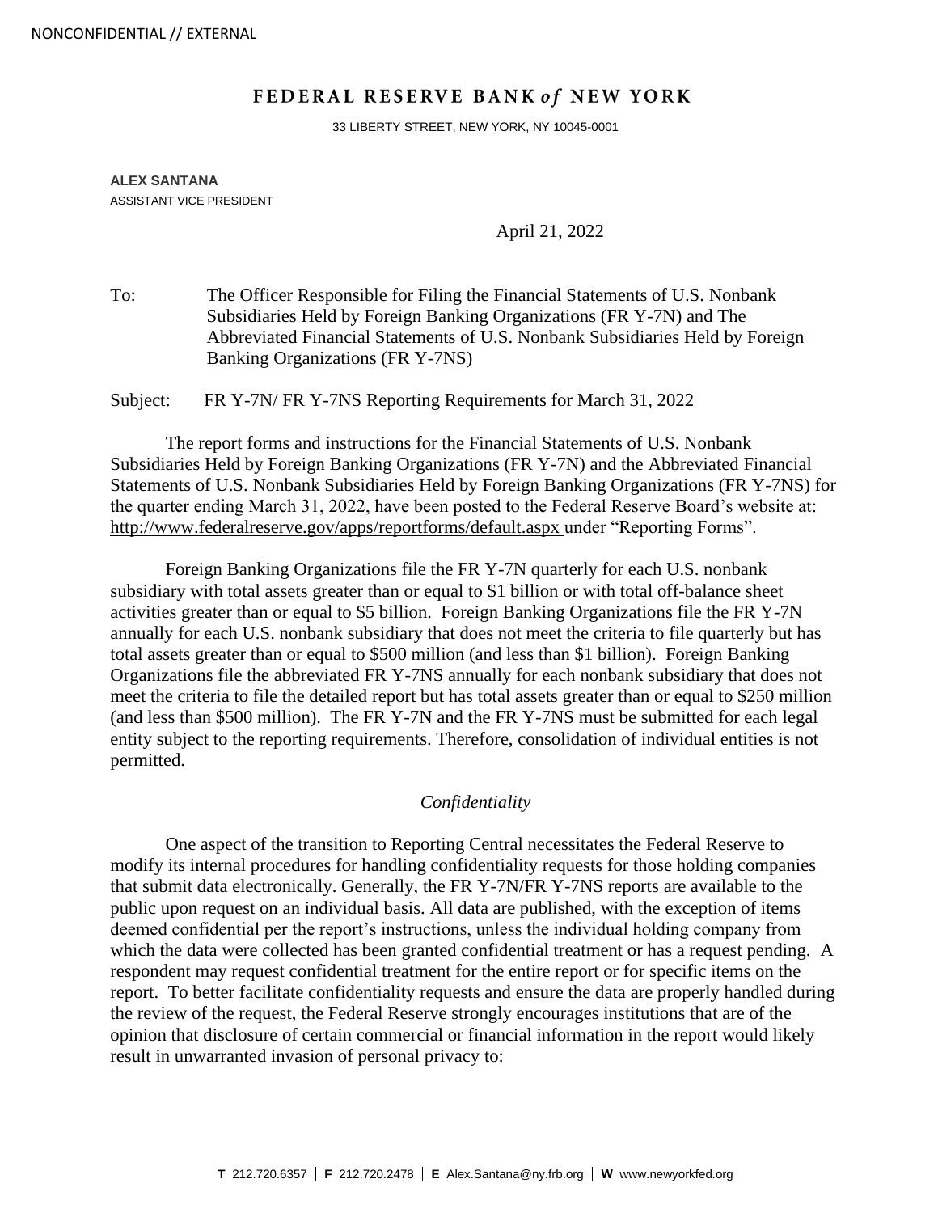NONCONFIDENTIAL // EXTERNAL

# FEDERAL RESERVE BANK *of* NEW YORK

33 LIBERTY STREET, NEW YORK, NY 10045-0001

**ALEX SANTANA**
ASSISTANT VICE PRESIDENT

April 21, 2022

To: The Officer Responsible for Filing the Financial Statements of U.S. Nonbank Subsidiaries Held by Foreign Banking Organizations (FR Y-7N) and The Abbreviated Financial Statements of U.S. Nonbank Subsidiaries Held by Foreign Banking Organizations (FR Y-7NS)

Subject: FR Y-7N/ FR Y-7NS Reporting Requirements for March 31, 2022

The report forms and instructions for the Financial Statements of U.S. Nonbank Subsidiaries Held by Foreign Banking Organizations (FR Y-7N) and the Abbreviated Financial Statements of U.S. Nonbank Subsidiaries Held by Foreign Banking Organizations (FR Y-7NS) for the quarter ending March 31, 2022, have been posted to the Federal Reserve Board's website at: http://www.federalreserve.gov/apps/reportforms/default.aspx under "Reporting Forms".

Foreign Banking Organizations file the FR Y-7N quarterly for each U.S. nonbank subsidiary with total assets greater than or equal to $1 billion or with total off-balance sheet activities greater than or equal to $5 billion. Foreign Banking Organizations file the FR Y-7N annually for each U.S. nonbank subsidiary that does not meet the criteria to file quarterly but has total assets greater than or equal to $500 million (and less than $1 billion). Foreign Banking Organizations file the abbreviated FR Y-7NS annually for each nonbank subsidiary that does not meet the criteria to file the detailed report but has total assets greater than or equal to $250 million (and less than $500 million). The FR Y-7N and the FR Y-7NS must be submitted for each legal entity subject to the reporting requirements. Therefore, consolidation of individual entities is not permitted.

*Confidentiality*

One aspect of the transition to Reporting Central necessitates the Federal Reserve to modify its internal procedures for handling confidentiality requests for those holding companies that submit data electronically. Generally, the FR Y-7N/FR Y-7NS reports are available to the public upon request on an individual basis. All data are published, with the exception of items deemed confidential per the report's instructions, unless the individual holding company from which the data were collected has been granted confidential treatment or has a request pending. A respondent may request confidential treatment for the entire report or for specific items on the report. To better facilitate confidentiality requests and ensure the data are properly handled during the review of the request, the Federal Reserve strongly encourages institutions that are of the opinion that disclosure of certain commercial or financial information in the report would likely result in unwarranted invasion of personal privacy to:

**T** 212.720.6357 | **F** 212.720.2478 | **E** Alex.Santana@ny.frb.org | **W** www.newyorkfed.org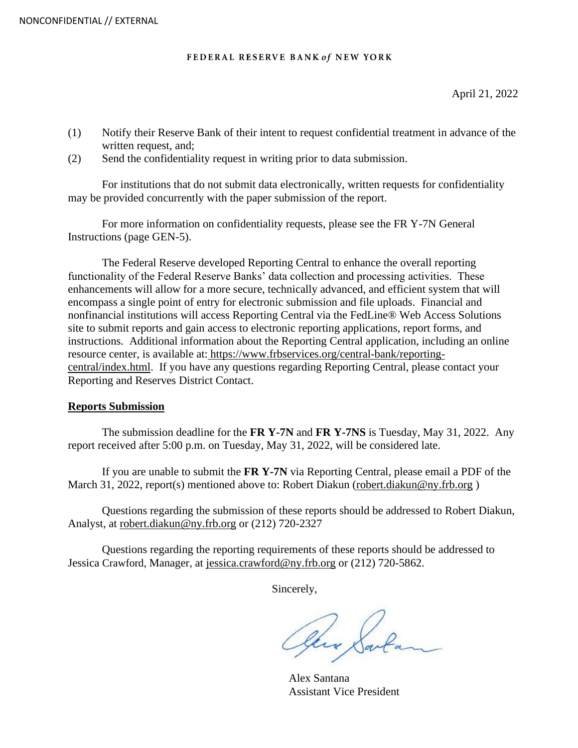NONCONFIDENTIAL // EXTERNAL

FEDERAL RESERVE BANK *of* NEW YORK

April 21, 2022

(1) Notify their Reserve Bank of their intent to request confidential treatment in advance of the written request, and;

(2) Send the confidentiality request in writing prior to data submission.

For institutions that do not submit data electronically, written requests for confidentiality may be provided concurrently with the paper submission of the report.

For more information on confidentiality requests, please see the FR Y-7N General Instructions (page GEN-5).

The Federal Reserve developed Reporting Central to enhance the overall reporting functionality of the Federal Reserve Banks' data collection and processing activities. These enhancements will allow for a more secure, technically advanced, and efficient system that will encompass a single point of entry for electronic submission and file uploads. Financial and nonfinancial institutions will access Reporting Central via the FedLine® Web Access Solutions site to submit reports and gain access to electronic reporting applications, report forms, and instructions. Additional information about the Reporting Central application, including an online resource center, is available at: https://www.frbservices.org/central-bank/reporting-central/index.html. If you have any questions regarding Reporting Central, please contact your Reporting and Reserves District Contact.

## Reports Submission

The submission deadline for the **FR Y-7N** and **FR Y-7NS** is Tuesday, May 31, 2022. Any report received after 5:00 p.m. on Tuesday, May 31, 2022, will be considered late.

If you are unable to submit the **FR Y-7N** via Reporting Central, please email a PDF of the March 31, 2022, report(s) mentioned above to: Robert Diakun (robert.diakun@ny.frb.org )

Questions regarding the submission of these reports should be addressed to Robert Diakun, Analyst, at robert.diakun@ny.frb.org or (212) 720-2327

Questions regarding the reporting requirements of these reports should be addressed to Jessica Crawford, Manager, at jessica.crawford@ny.frb.org or (212) 720-5862.

Sincerely,

Alex Santana
Assistant Vice President